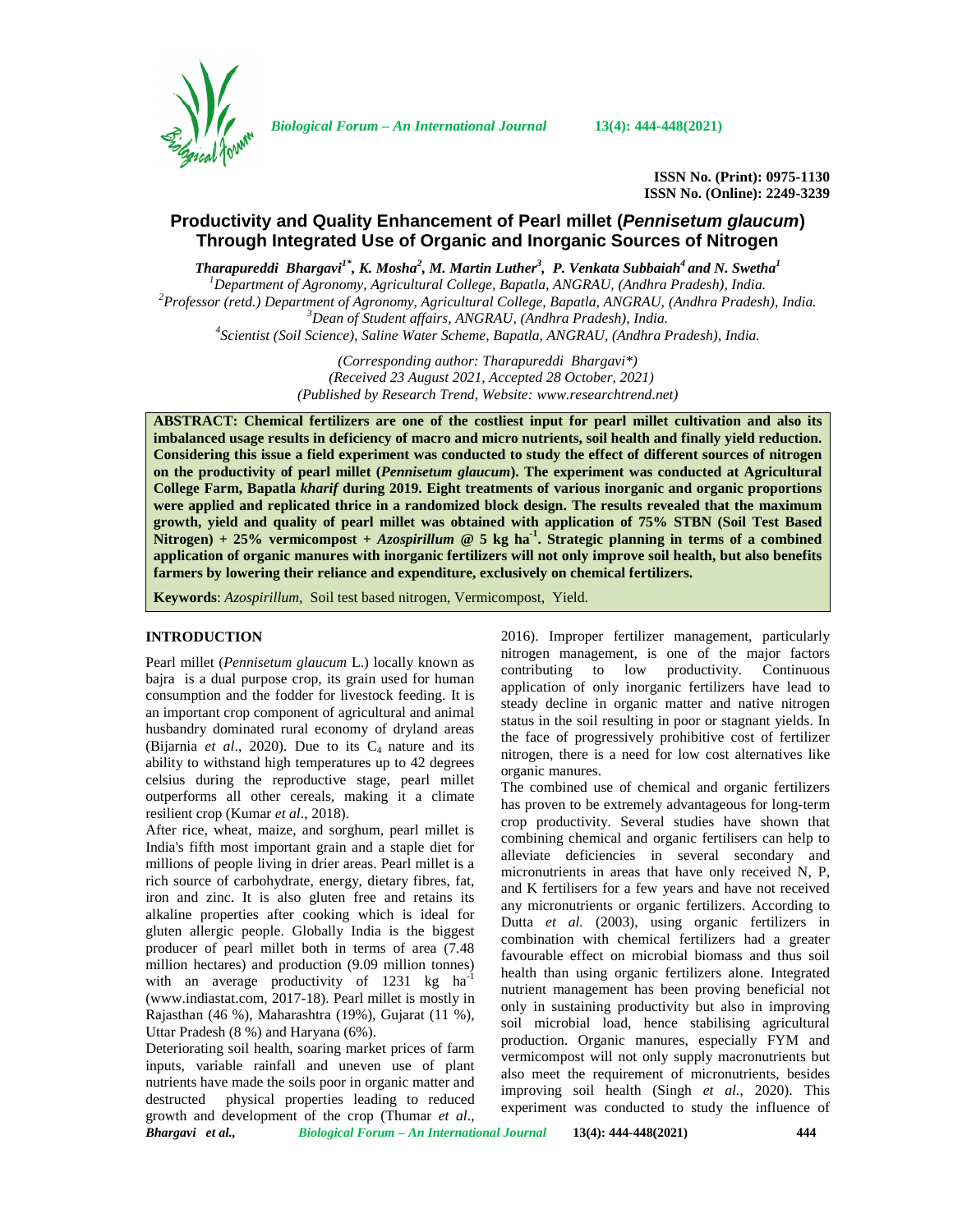ISSN No. (Print): 0975-1130
ISSN No. (Online): 2249-3239

# Productivity and Quality Enhancement of Pearl millet (*Pennisetum glaucum*) Through Integrated Use of Organic and Inorganic Sources of Nitrogen

***Tharapureddi Bhargavi[1*], K. Mosha[2], M. Martin Luther[3], P. Venkata Subbaiah[4] and N. Swetha[1]***

[1]*Department of Agronomy, Agricultural College, Bapatla, ANGRAU, (Andhra Pradesh), India.*
[2]*Professor (retd.) Department of Agronomy, Agricultural College, Bapatla, ANGRAU, (Andhra Pradesh), India.*
[3]*Dean of Student affairs, ANGRAU, (Andhra Pradesh), India.*
[4]*Scientist (Soil Science), Saline Water Scheme, Bapatla, ANGRAU, (Andhra Pradesh), India.*

*(Corresponding author: Tharapureddi Bhargavi\*)*
*(Received 23 August 2021, Accepted 28 October, 2021)*
*(Published by Research Trend, Website: www.researchtrend.net)*

**ABSTRACT: Chemical fertilizers are one of the costliest input for pearl millet cultivation and also its imbalanced usage results in deficiency of macro and micro nutrients, soil health and finally yield reduction. Considering this issue a field experiment was conducted to study the effect of different sources of nitrogen on the productivity of pearl millet (*Pennisetum glaucum*). The experiment was conducted at Agricultural College Farm, Bapatla *kharif* during 2019. Eight treatments of various inorganic and organic proportions were applied and replicated thrice in a randomized block design. The results revealed that the maximum growth, yield and quality of pearl millet was obtained with application of 75% STBN (Soil Test Based Nitrogen) + 25% vermicompost + *Azospirillum* @ 5 kg ha$^{-1}$. Strategic planning in terms of a combined application of organic manures with inorganic fertilizers will not only improve soil health, but also benefits farmers by lowering their reliance and expenditure, exclusively on chemical fertilizers.**

**Keywords**: *Azospirillum*, Soil test based nitrogen, Vermicompost, Yield.

## INTRODUCTION

Pearl millet (*Pennisetum glaucum* L.) locally known as bajra is a dual purpose crop, its grain used for human consumption and the fodder for livestock feeding. It is an important crop component of agricultural and animal husbandry dominated rural economy of dryland areas (Bijarnia *et al*., 2020). Due to its $C_4$ nature and its ability to withstand high temperatures up to 42 degrees celsius during the reproductive stage, pearl millet outperforms all other cereals, making it a climate resilient crop (Kumar *et al*., 2018).

After rice, wheat, maize, and sorghum, pearl millet is India's fifth most important grain and a staple diet for millions of people living in drier areas. Pearl millet is a rich source of carbohydrate, energy, dietary fibres, fat, iron and zinc. It is also gluten free and retains its alkaline properties after cooking which is ideal for gluten allergic people. Globally India is the biggest producer of pearl millet both in terms of area (7.48 million hectares) and production (9.09 million tonnes) with an average productivity of 1231 kg ha$^{-1}$ (www.indiastat.com, 2017-18). Pearl millet is mostly in Rajasthan (46 %), Maharashtra (19%), Gujarat (11 %), Uttar Pradesh (8 %) and Haryana (6%).

Deteriorating soil health, soaring market prices of farm inputs, variable rainfall and uneven use of plant nutrients have made the soils poor in organic matter and destructed physical properties leading to reduced growth and development of the crop (Thumar *et al*., 2016). Improper fertilizer management, particularly nitrogen management, is one of the major factors contributing to low productivity. Continuous application of only inorganic fertilizers have lead to steady decline in organic matter and native nitrogen status in the soil resulting in poor or stagnant yields. In the face of progressively prohibitive cost of fertilizer nitrogen, there is a need for low cost alternatives like organic manures.

The combined use of chemical and organic fertilizers has proven to be extremely advantageous for long-term crop productivity. Several studies have shown that combining chemical and organic fertilisers can help to alleviate deficiencies in several secondary and micronutrients in areas that have only received N, P, and K fertilisers for a few years and have not received any micronutrients or organic fertilizers. According to Dutta *et al.* (2003), using organic fertilizers in combination with chemical fertilizers had a greater favourable effect on microbial biomass and thus soil health than using organic fertilizers alone. Integrated nutrient management has been proving beneficial not only in sustaining productivity but also in improving soil microbial load, hence stabilising agricultural production. Organic manures, especially FYM and vermicompost will not only supply macronutrients but also meet the requirement of micronutrients, besides improving soil health (Singh *et al.*, 2020). This experiment was conducted to study the influence of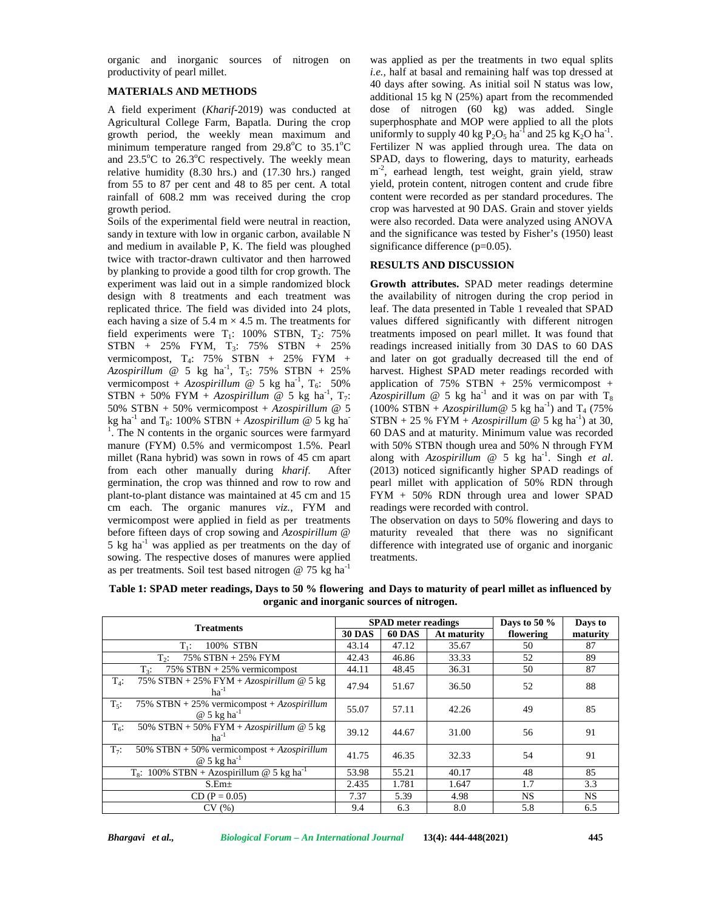organic and inorganic sources of nitrogen on productivity of pearl millet.

## MATERIALS AND METHODS

A field experiment (*Kharif*-2019) was conducted at Agricultural College Farm, Bapatla. During the crop growth period, the weekly mean maximum and minimum temperature ranged from 29.8°C to 35.1°C and 23.5°C to 26.3°C respectively. The weekly mean relative humidity (8.30 hrs.) and (17.30 hrs.) ranged from 55 to 87 per cent and 48 to 85 per cent. A total rainfall of 608.2 mm was received during the crop growth period.

Soils of the experimental field were neutral in reaction, sandy in texture with low in organic carbon, available N and medium in available P, K. The field was ploughed twice with tractor-drawn cultivator and then harrowed by planking to provide a good tilth for crop growth. The experiment was laid out in a simple randomized block design with 8 treatments and each treatment was replicated thrice. The field was divided into 24 plots, each having a size of 5.4 m × 4.5 m. The treatments for field experiments were $T_1$: 100% STBN, $T_2$: 75% STBN + 25% FYM, $T_3$: 75% STBN + 25% vermicompost, $T_4$: 75% STBN + 25% FYM + *Azospirillum* @ 5 kg $ha^{-1}$, $T_5$: 75% STBN + 25% vermicompost + *Azospirillum* @ 5 kg $ha^{-1}$, $T_6$: 50% STBN + 50% FYM + *Azospirillum* @ 5 kg $ha^{-1}$, $T_7$: 50% STBN + 50% vermicompost + *Azospirillum* @ 5 kg $ha^{-1}$ and $T_8$: 100% STBN + *Azospirillum* @ 5 kg $ha^{-1}$. The N contents in the organic sources were farmyard manure (FYM) 0.5% and vermicompost 1.5%. Pearl millet (Rana hybrid) was sown in rows of 45 cm apart from each other manually during *kharif*. After germination, the crop was thinned and row to row and plant-to-plant distance was maintained at 45 cm and 15 cm each. The organic manures *viz.*, FYM and vermicompost were applied in field as per treatments before fifteen days of crop sowing and *Azospirillum* @ 5 kg $ha^{-1}$ was applied as per treatments on the day of sowing. The respective doses of manures were applied as per treatments. Soil test based nitrogen @ 75 kg $ha^{-1}$ was applied as per the treatments in two equal splits *i.e.*, half at basal and remaining half was top dressed at 40 days after sowing. As initial soil N status was low, additional 15 kg N (25%) apart from the recommended dose of nitrogen (60 kg) was added. Single superphosphate and MOP were applied to all the plots uniformly to supply 40 kg $P_2O_5$ $ha^{-1}$ and 25 kg $K_2O$ $ha^{-1}$. Fertilizer N was applied through urea. The data on SPAD, days to flowering, days to maturity, earheads $m^{-2}$, earhead length, test weight, grain yield, straw yield, protein content, nitrogen content and crude fibre content were recorded as per standard procedures. The crop was harvested at 90 DAS. Grain and stover yields were also recorded. Data were analyzed using ANOVA and the significance was tested by Fisher's (1950) least significance difference (p=0.05).

## RESULTS AND DISCUSSION

**Growth attributes.** SPAD meter readings determine the availability of nitrogen during the crop period in leaf. The data presented in Table 1 revealed that SPAD values differed significantly with different nitrogen treatments imposed on pearl millet. It was found that readings increased initially from 30 DAS to 60 DAS and later on got gradually decreased till the end of harvest. Highest SPAD meter readings recorded with application of 75% STBN + 25% vermicompost + *Azospirillum* @ 5 kg $ha^{-1}$ and it was on par with $T_8$ (100% STBN + *Azospirillum*@ 5 kg $ha^{-1}$) and $T_4$ (75% STBN + 25 % FYM + *Azospirillum* @ 5 kg $ha^{-1}$) at 30, 60 DAS and at maturity. Minimum value was recorded with 50% STBN though urea and 50% N through FYM along with *Azospirillum* @ 5 kg $ha^{-1}$. Singh *et al*. (2013) noticed significantly higher SPAD readings of pearl millet with application of 50% RDN through FYM + 50% RDN through urea and lower SPAD readings were recorded with control.

The observation on days to 50% flowering and days to maturity revealed that there was no significant difference with integrated use of organic and inorganic treatments.

**Table 1: SPAD meter readings, Days to 50 % flowering and Days to maturity of pearl millet as influenced by organic and inorganic sources of nitrogen.**

| Treatments | SPAD meter readings | | | Days to 50 % flowering | Days to maturity |
|---|---|---|---|---|---|
| | 30 DAS | 60 DAS | At maturity | | |
| $T_1$: 100% STBN | 43.14 | 47.12 | 35.67 | 50 | 87 |
| $T_2$: 75% STBN + 25% FYM | 42.43 | 46.86 | 33.33 | 52 | 89 |
| $T_3$: 75% STBN + 25% vermicompost | 44.11 | 48.45 | 36.31 | 50 | 87 |
| $T_4$: 75% STBN + 25% FYM + *Azospirillum* @ 5 kg $ha^{-1}$ | 47.94 | 51.67 | 36.50 | 52 | 88 |
| $T_5$: 75% STBN + 25% vermicompost + *Azospirillum* @ 5 kg $ha^{-1}$ | 55.07 | 57.11 | 42.26 | 49 | 85 |
| $T_6$: 50% STBN + 50% FYM + *Azospirillum* @ 5 kg $ha^{-1}$ | 39.12 | 44.67 | 31.00 | 56 | 91 |
| $T_7$: 50% STBN + 50% vermicompost + *Azospirillum* @ 5 kg $ha^{-1}$ | 41.75 | 46.35 | 32.33 | 54 | 91 |
| $T_8$: 100% STBN + Azospirillum @ 5 kg $ha^{-1}$ | 53.98 | 55.21 | 40.17 | 48 | 85 |
| S.Em± | 2.435 | 1.781 | 1.647 | 1.7 | 3.3 |
| CD (P = 0.05) | 7.37 | 5.39 | 4.98 | NS | NS |
| CV (%) | 9.4 | 6.3 | 8.0 | 5.8 | 6.5 |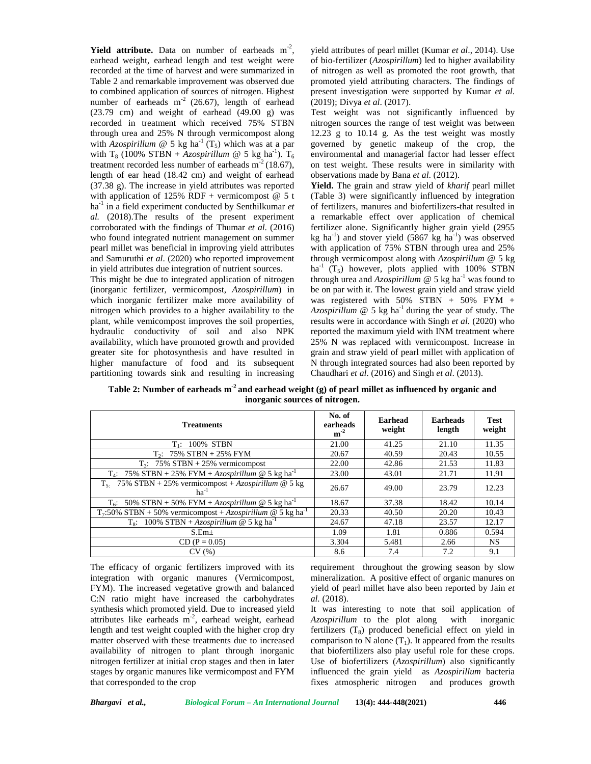**Yield attribute.** Data on number of earheads $m^{-2}$, earhead weight, earhead length and test weight were recorded at the time of harvest and were summarized in Table 2 and remarkable improvement was observed due to combined application of sources of nitrogen. Highest number of earheads $m^{-2}$ (26.67), length of earhead (23.79 cm) and weight of earhead (49.00 g) was recorded in treatment which received 75% STBN through urea and 25% N through vermicompost along with *Azospirillum* @ 5 kg $ha^{-1}$ ($T_5$) which was at a par with $T_8$ (100% STBN + *Azospirillum* @ 5 kg $ha^{-1}$). $T_6$ treatment recorded less number of earheads $m^{-2}$ (18.67), length of ear head (18.42 cm) and weight of earhead (37.38 g). The increase in yield attributes was reported with application of 125% RDF + vermicompost @ 5 t $ha^{-1}$ in a field experiment conducted by Senthilkumar *et al.* (2018).The results of the present experiment corroborated with the findings of Thumar *et al.* (2016) who found integrated nutrient management on summer pearl millet was beneficial in improving yield attributes and Samuruthi *et al*. (2020) who reported improvement in yield attributes due integration of nutrient sources.

This might be due to integrated application of nitrogen (inorganic fertilizer, vermicompost, *Azospirillum*) in which inorganic fertilizer make more availability of nitrogen which provides to a higher availability to the plant, while vemicompost improves the soil properties, hydraulic conductivity of soil and also NPK availability, which have promoted growth and provided greater site for photosynthesis and have resulted in higher manufacture of food and its subsequent partitioning towards sink and resulting in increasing yield attributes of pearl millet (Kumar *et al*., 2014). Use of bio-fertilizer (*Azospirillum*) led to higher availability of nitrogen as well as promoted the root growth, that promoted yield attributing characters. The findings of present investigation were supported by Kumar *et al.* (2019); Divya *et al*. (2017).

Test weight was not significantly influenced by nitrogen sources the range of test weight was between 12.23 g to 10.14 g. As the test weight was mostly governed by genetic makeup of the crop, the environmental and managerial factor had lesser effect on test weight. These results were in similarity with observations made by Bana *et al.* (2012).

**Yield.** The grain and straw yield of *kharif* pearl millet (Table 3) were significantly influenced by integration of fertilizers, manures and biofertilizers that resulted in a remarkable effect over application of chemical fertilizer alone. Significantly higher grain yield (2955 kg $ha^{-1}$) and stover yield (5867 kg $ha^{-1}$) was observed with application of 75% STBN through urea and 25% through vermicompost along with *Azospirillum* @ 5 kg $ha^{-1}$ ($T_5$) however, plots applied with 100% STBN through urea and *Azospirillum* @ 5 kg $ha^{-1}$ was found to be on par with it. The lowest grain yield and straw yield was registered with 50% STBN + 50% FYM + *Azospirillum* @ 5 kg $ha^{-1}$ during the year of study. The results were in accordance with Singh *et al.* (2020) who reported the maximum yield with INM treatment where 25% N was replaced with vermicompost. Increase in grain and straw yield of pearl millet with application of N through integrated sources had also been reported by Chaudhari *et al*. (2016) and Singh *et al*. (2013).

**Table 2: Number of earheads $m^{-2}$ and earhead weight (g) of pearl millet as influenced by organic and inorganic sources of nitrogen.**

| Treatments | No. of earheads $m^{-2}$ | Earhead weight | Earheads length | Test weight |
|---|---|---|---|---|
| $T_1$: 100% STBN | 21.00 | 41.25 | 21.10 | 11.35 |
| $T_2$: 75% STBN + 25% FYM | 20.67 | 40.59 | 20.43 | 10.55 |
| $T_3$: 75% STBN + 25% vermicompost | 22.00 | 42.86 | 21.53 | 11.83 |
| $T_4$: 75% STBN + 25% FYM + *Azospirillum* @ 5 kg $ha^{-1}$ | 23.00 | 43.01 | 21.71 | 11.91 |
| $T_5$: 75% STBN + 25% vermicompost + *Azospirillum* @ 5 kg $ha^{-1}$ | 26.67 | 49.00 | 23.79 | 12.23 |
| $T_6$: 50% STBN + 50% FYM + *Azospirillum* @ 5 kg $ha^{-1}$ | 18.67 | 37.38 | 18.42 | 10.14 |
| $T_7$:50% STBN + 50% vermicompost + *Azospirillum* @ 5 kg $ha^{-1}$ | 20.33 | 40.50 | 20.20 | 10.43 |
| $T_8$: 100% STBN + *Azospirillum* @ 5 kg $ha^{-1}$ | 24.67 | 47.18 | 23.57 | 12.17 |
| S.Em± | 1.09 | 1.81 | 0.886 | 0.594 |
| CD (P = 0.05) | 3.304 | 5.481 | 2.66 | NS |
| CV (%) | 8.6 | 7.4 | 7.2 | 9.1 |

The efficacy of organic fertilizers improved with its integration with organic manures (Vermicompost, FYM). The increased vegetative growth and balanced C:N ratio might have increased the carbohydrates synthesis which promoted yield. Due to increased yield attributes like earheads $m^{-2}$, earhead weight, earhead length and test weight coupled with the higher crop dry matter observed with these treatments due to increased availability of nitrogen to plant through inorganic nitrogen fertilizer at initial crop stages and then in later stages by organic manures like vermicompost and FYM that corresponded to the crop requirement throughout the growing season by slow mineralization. A positive effect of organic manures on yield of pearl millet have also been reported by Jain *et al.* (2018).

It was interesting to note that soil application of *Azospirillum* to the plot along with inorganic fertilizers ($T_8$) produced beneficial effect on yield in comparison to N alone ($T_1$). It appeared from the results that biofertilizers also play useful role for these crops. Use of biofertilizers (*Azospirillum*) also significantly influenced the grain yield as *Azospirillum* bacteria fixes atmospheric nitrogen and produces growth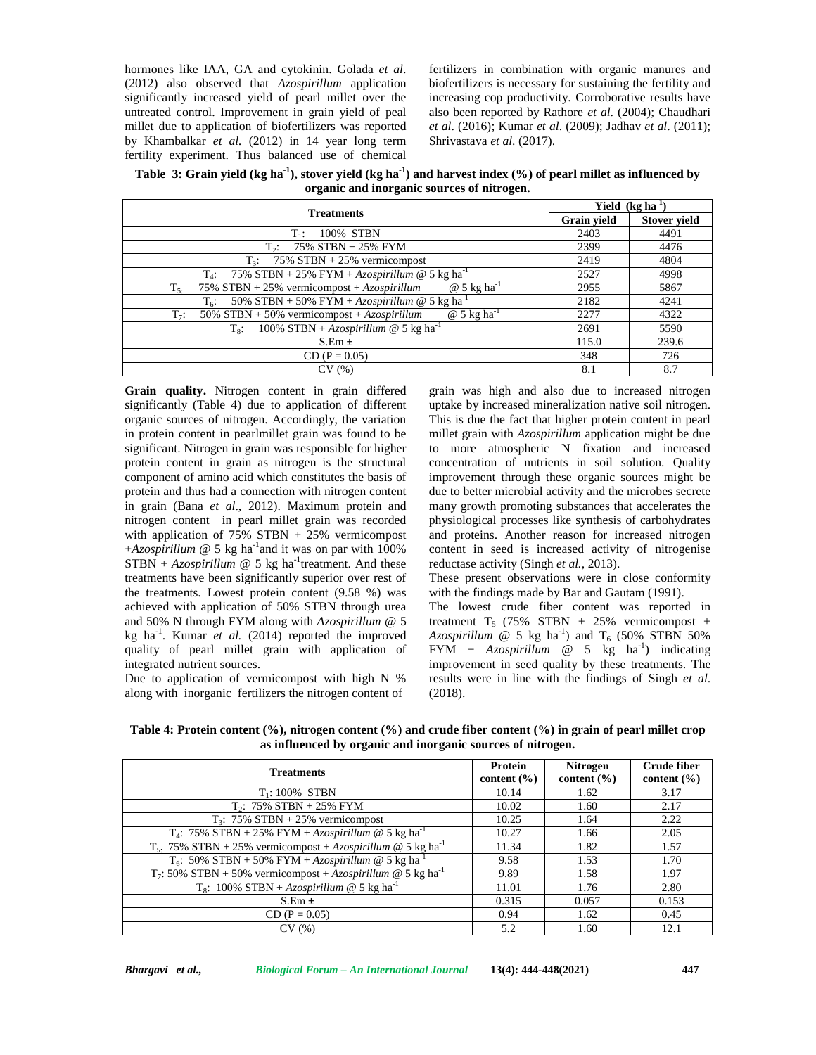hormones like IAA, GA and cytokinin. Golada *et al*. (2012) also observed that *Azospirillum* application significantly increased yield of pearl millet over the untreated control. Improvement in grain yield of peal millet due to application of biofertilizers was reported by Khambalkar *et al.* (2012) in 14 year long term fertility experiment. Thus balanced use of chemical fertilizers in combination with organic manures and biofertilizers is necessary for sustaining the fertility and increasing cop productivity. Corroborative results have also been reported by Rathore *et al*. (2004); Chaudhari *et al*. (2016); Kumar *et al*. (2009); Jadhav *et al*. (2011); Shrivastava *et al*. (2017).

**Table 3: Grain yield (kg ha$^{-1}$), stover yield (kg ha$^{-1}$) and harvest index (%) of pearl millet as influenced by organic and inorganic sources of nitrogen.**

| Treatments | Yield (kg ha$^{-1}$) | |
|---|---|---|
| | Grain yield | Stover yield |
| $T_1$: 100% STBN | 2403 | 4491 |
| $T_2$: 75% STBN + 25% FYM | 2399 | 4476 |
| $T_3$: 75% STBN + 25% vermicompost | 2419 | 4804 |
| $T_4$: 75% STBN + 25% FYM + *Azospirillum* @ 5 kg ha$^{-1}$ | 2527 | 4998 |
| $T_5$: 75% STBN + 25% vermicompost + *Azospirillum* @ 5 kg ha$^{-1}$ | 2955 | 5867 |
| $T_6$: 50% STBN + 50% FYM + *Azospirillum* @ 5 kg ha$^{-1}$ | 2182 | 4241 |
| $T_7$: 50% STBN + 50% vermicompost + *Azospirillum* @ 5 kg ha$^{-1}$ | 2277 | 4322 |
| $T_8$: 100% STBN + *Azospirillum* @ 5 kg ha$^{-1}$ | 2691 | 5590 |
| S.Em ± | 115.0 | 239.6 |
| CD (P = 0.05) | 348 | 726 |
| CV (%) | 8.1 | 8.7 |

**Grain quality.** Nitrogen content in grain differed significantly (Table 4) due to application of different organic sources of nitrogen. Accordingly, the variation in protein content in pearlmillet grain was found to be significant. Nitrogen in grain was responsible for higher protein content in grain as nitrogen is the structural component of amino acid which constitutes the basis of protein and thus had a connection with nitrogen content in grain (Bana *et al*., 2012). Maximum protein and nitrogen content in pearl millet grain was recorded with application of 75% STBN + 25% vermicompost +*Azospirillum* @ 5 kg ha$^{-1}$and it was on par with 100% STBN + *Azospirillum* @ 5 kg ha$^{-1}$treatment. And these treatments have been significantly superior over rest of the treatments. Lowest protein content (9.58 %) was achieved with application of 50% STBN through urea and 50% N through FYM along with *Azospirillum* @ 5 kg ha$^{-1}$. Kumar *et al.* (2014) reported the improved quality of pearl millet grain with application of integrated nutrient sources.

Due to application of vermicompost with high N % along with inorganic fertilizers the nitrogen content of grain was high and also due to increased nitrogen uptake by increased mineralization native soil nitrogen. This is due the fact that higher protein content in pearl millet grain with *Azospirillum* application might be due to more atmospheric N fixation and increased concentration of nutrients in soil solution. Quality improvement through these organic sources might be due to better microbial activity and the microbes secrete many growth promoting substances that accelerates the physiological processes like synthesis of carbohydrates and proteins. Another reason for increased nitrogen content in seed is increased activity of nitrogenise reductase activity (Singh *et al.*, 2013).

These present observations were in close conformity with the findings made by Bar and Gautam (1991).

The lowest crude fiber content was reported in treatment $T_5$ (75% STBN + 25% vermicompost + *Azospirillum* @ 5 kg ha$^{-1}$) and $T_6$ (50% STBN 50% FYM + *Azospirillum* @ 5 kg ha$^{-1}$) indicating improvement in seed quality by these treatments. The results were in line with the findings of Singh *et al.* (2018).

**Table 4: Protein content (%), nitrogen content (%) and crude fiber content (%) in grain of pearl millet crop as influenced by organic and inorganic sources of nitrogen.**

| Treatments | Protein content (%) | Nitrogen content (%) | Crude fiber content (%) |
|---|---|---|---|
| $T_1$: 100% STBN | 10.14 | 1.62 | 3.17 |
| $T_2$: 75% STBN + 25% FYM | 10.02 | 1.60 | 2.17 |
| $T_3$: 75% STBN + 25% vermicompost | 10.25 | 1.64 | 2.22 |
| $T_4$: 75% STBN + 25% FYM + *Azospirillum* @ 5 kg ha$^{-1}$ | 10.27 | 1.66 | 2.05 |
| $T_5$: 75% STBN + 25% vermicompost + *Azospirillum* @ 5 kg ha$^{-1}$ | 11.34 | 1.82 | 1.57 |
| $T_6$: 50% STBN + 50% FYM + *Azospirillum* @ 5 kg ha$^{-1}$ | 9.58 | 1.53 | 1.70 |
| $T_7$: 50% STBN + 50% vermicompost + *Azospirillum* @ 5 kg ha$^{-1}$ | 9.89 | 1.58 | 1.97 |
| $T_8$: 100% STBN + *Azospirillum* @ 5 kg ha$^{-1}$ | 11.01 | 1.76 | 2.80 |
| S.Em ± | 0.315 | 0.057 | 0.153 |
| CD (P = 0.05) | 0.94 | 1.62 | 0.45 |
| CV (%) | 5.2 | 1.60 | 12.1 |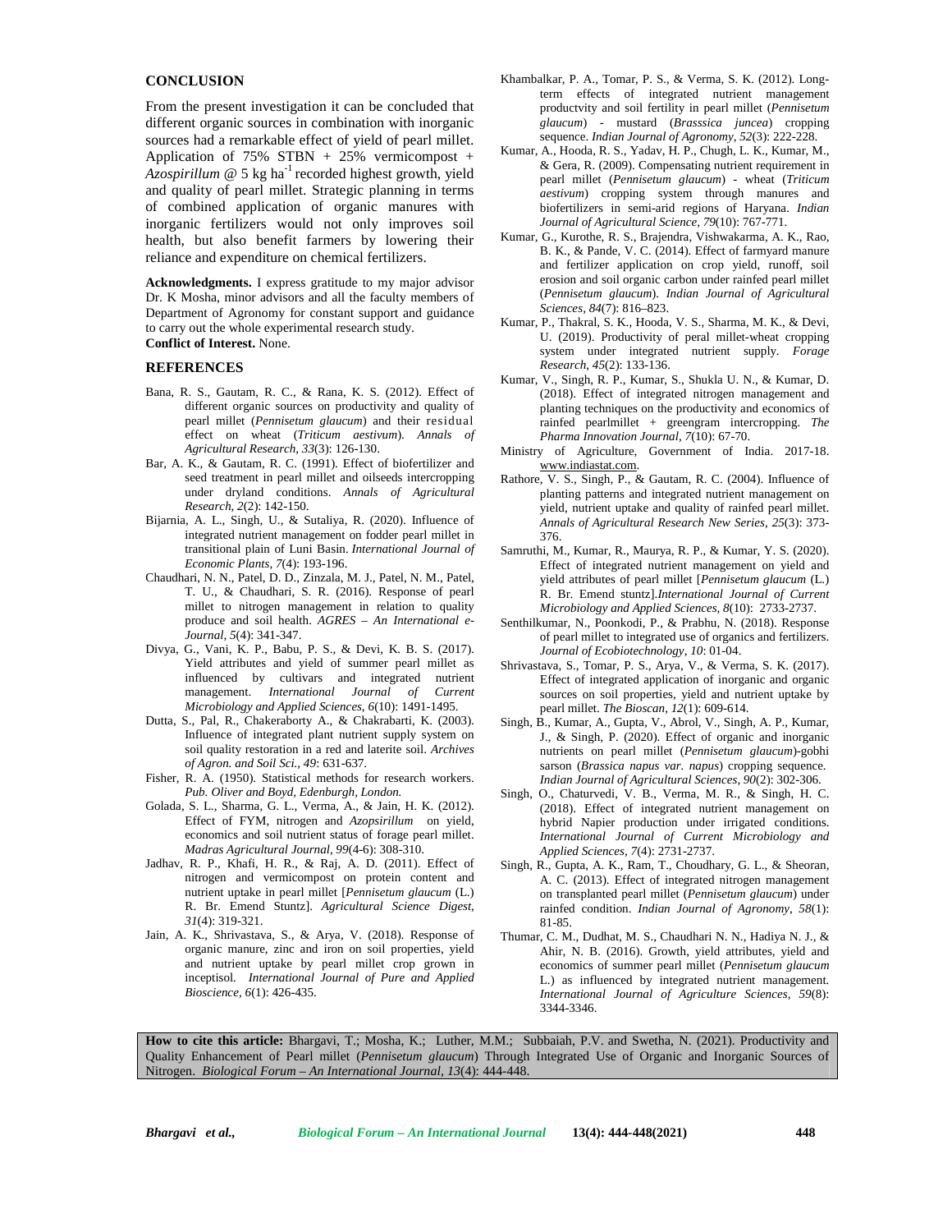## CONCLUSION

From the present investigation it can be concluded that different organic sources in combination with inorganic sources had a remarkable effect of yield of pearl millet. Application of 75% STBN + 25% vermicompost + *Azospirillum* @ 5 kg ha$^{-1}$ recorded highest growth, yield and quality of pearl millet. Strategic planning in terms of combined application of organic manures with inorganic fertilizers would not only improves soil health, but also benefit farmers by lowering their reliance and expenditure on chemical fertilizers.

**Acknowledgments.** I express gratitude to my major advisor Dr. K Mosha, minor advisors and all the faculty members of Department of Agronomy for constant support and guidance to carry out the whole experimental research study.

**Conflict of Interest.** None.

## REFERENCES

Bana, R. S., Gautam, R. C., & Rana, K. S. (2012). Effect of different organic sources on productivity and quality of pearl millet (*Pennisetum glaucum*) and their residual effect on wheat (*Triticum aestivum*). *Annals of Agricultural Research*, *33*(3): 126-130.

Bar, A. K., & Gautam, R. C. (1991). Effect of biofertilizer and seed treatment in pearl millet and oilseeds intercropping under dryland conditions. *Annals of Agricultural Research*, *2*(2): 142-150.

Bijarnia, A. L., Singh, U., & Sutaliya, R. (2020). Influence of integrated nutrient management on fodder pearl millet in transitional plain of Luni Basin. *International Journal of Economic Plants*, *7*(4): 193-196.

Chaudhari, N. N., Patel, D. D., Zinzala, M. J., Patel, N. M., Patel, T. U., & Chaudhari, S. R. (2016). Response of pearl millet to nitrogen management in relation to quality produce and soil health. *AGRES – An International e-Journal*, *5*(4): 341-347.

Divya, G., Vani, K. P., Babu, P. S., & Devi, K. B. S. (2017). Yield attributes and yield of summer pearl millet as influenced by cultivars and integrated nutrient management. *International Journal of Current Microbiology and Applied Sciences*, *6*(10): 1491-1495.

Dutta, S., Pal, R., Chakeraborty A., & Chakrabarti, K. (2003). Influence of integrated plant nutrient supply system on soil quality restoration in a red and laterite soil. *Archives of Agron. and Soil Sci.*, *49*: 631-637.

Fisher, R. A. (1950). Statistical methods for research workers. *Pub. Oliver and Boyd, Edenburgh, London.*

Golada, S. L., Sharma, G. L., Verma, A., & Jain, H. K. (2012). Effect of FYM, nitrogen and *Azopsirillum* on yield, economics and soil nutrient status of forage pearl millet. *Madras Agricultural Journal*, *99*(4-6): 308-310.

Jadhav, R. P., Khafi, H. R., & Raj, A. D. (2011). Effect of nitrogen and vermicompost on protein content and nutrient uptake in pearl millet [*Pennisetum glaucum* (L.) R. Br. Emend Stuntz]. *Agricultural Science Digest*, *31*(4): 319-321.

Jain, A. K., Shrivastava, S., & Arya, V. (2018). Response of organic manure, zinc and iron on soil properties, yield and nutrient uptake by pearl millet crop grown in inceptisol. *International Journal of Pure and Applied Bioscience*, *6*(1): 426-435.

Khambalkar, P. A., Tomar, P. S., & Verma, S. K. (2012). Long-term effects of integrated nutrient management productvity and soil fertility in pearl millet (*Pennisetum glaucum*) - mustard (*Brasssica juncea*) cropping sequence. *Indian Journal of Agronomy*, *52*(3): 222-228.

Kumar, A., Hooda, R. S., Yadav, H. P., Chugh, L. K., Kumar, M., & Gera, R. (2009). Compensating nutrient requirement in pearl millet (*Pennisetum glaucum*) - wheat (*Triticum aestivum*) cropping system through manures and biofertilizers in semi-arid regions of Haryana. *Indian Journal of Agricultural Science*, *79*(10): 767-771.

Kumar, G., Kurothe, R. S., Brajendra, Vishwakarma, A. K., Rao, B. K., & Pande, V. C. (2014). Effect of farmyard manure and fertilizer application on crop yield, runoff, soil erosion and soil organic carbon under rainfed pearl millet (*Pennisetum glaucum*). *Indian Journal of Agricultural Sciences*, *84*(7): 816–823.

Kumar, P., Thakral, S. K., Hooda, V. S., Sharma, M. K., & Devi, U. (2019). Productivity of peral millet-wheat cropping system under integrated nutrient supply. *Forage Research*, *45*(2): 133-136.

Kumar, V., Singh, R. P., Kumar, S., Shukla U. N., & Kumar, D. (2018). Effect of integrated nitrogen management and planting techniques on the productivity and economics of rainfed pearlmillet + greengram intercropping. *The Pharma Innovation Journal*, *7*(10): 67-70.

Ministry of Agriculture, Government of India. 2017-18. www.indiastat.com.

Rathore, V. S., Singh, P., & Gautam, R. C. (2004). Influence of planting patterns and integrated nutrient management on yield, nutrient uptake and quality of rainfed pearl millet. *Annals of Agricultural Research New Series*, *25*(3): 373-376.

Samruthi, M., Kumar, R., Maurya, R. P., & Kumar, Y. S. (2020). Effect of integrated nutrient management on yield and yield attributes of pearl millet [*Pennisetum glaucum* (L.) R. Br. Emend stuntz].*International Journal of Current Microbiology and Applied Sciences*, *8*(10): 2733-2737.

Senthilkumar, N., Poonkodi, P., & Prabhu, N. (2018). Response of pearl millet to integrated use of organics and fertilizers. *Journal of Ecobiotechnology*, *10*: 01-04.

Shrivastava, S., Tomar, P. S., Arya, V., & Verma, S. K. (2017). Effect of integrated application of inorganic and organic sources on soil properties, yield and nutrient uptake by pearl millet. *The Bioscan*, *12*(1): 609-614.

Singh, B., Kumar, A., Gupta, V., Abrol, V., Singh, A. P., Kumar, J., & Singh, P. (2020). Effect of organic and inorganic nutrients on pearl millet (*Pennisetum glaucum*)-gobhi sarson (*Brassica napus var. napus*) cropping sequence. *Indian Journal of Agricultural Sciences*, *90*(2): 302-306.

Singh, O., Chaturvedi, V. B., Verma, M. R., & Singh, H. C. (2018). Effect of integrated nutrient management on hybrid Napier production under irrigated conditions. *International Journal of Current Microbiology and Applied Sciences*, *7*(4): 2731-2737.

Singh, R., Gupta, A. K., Ram, T., Choudhary, G. L., & Sheoran, A. C. (2013). Effect of integrated nitrogen management on transplanted pearl millet (*Pennisetum glaucum*) under rainfed condition. *Indian Journal of Agronomy*, *58*(1): 81-85.

Thumar, C. M., Dudhat, M. S., Chaudhari N. N., Hadiya N. J., & Ahir, N. B. (2016). Growth, yield attributes, yield and economics of summer pearl millet (*Pennisetum glaucum* L.) as influenced by integrated nutrient management. *International Journal of Agriculture Sciences*, *59*(8): 3344-3346.

**How to cite this article:** Bhargavi, T.; Mosha, K.; Luther, M.M.; Subbaiah, P.V. and Swetha, N. (2021). Productivity and Quality Enhancement of Pearl millet (*Pennisetum glaucum*) Through Integrated Use of Organic and Inorganic Sources of Nitrogen. *Biological Forum – An International Journal*, *13*(4): 444-448.